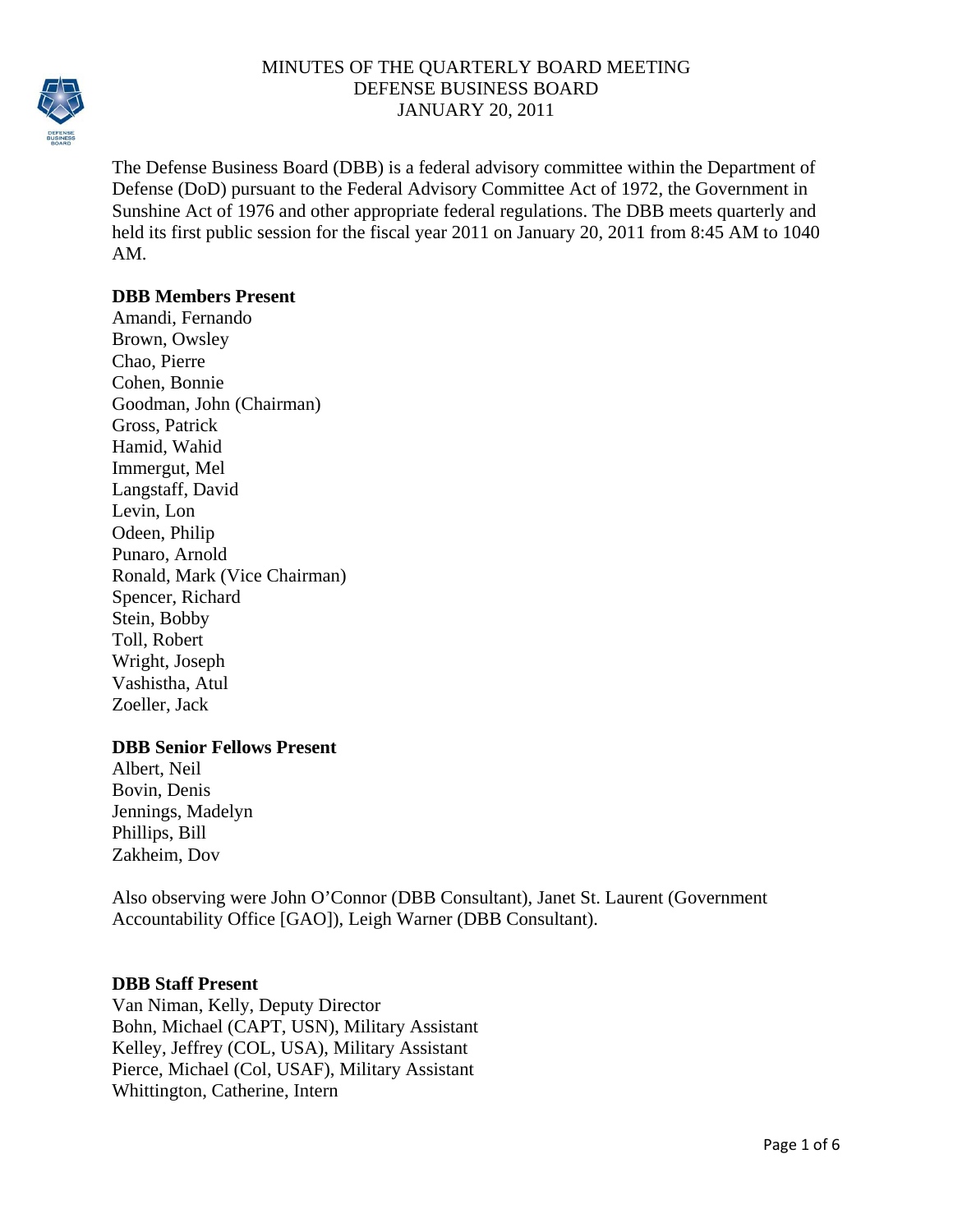# MINUTES OF THE QUARTERLY BOARD MEETING
# DEFENSE BUSINESS BOARD
# JANUARY 20, 2011

The Defense Business Board (DBB) is a federal advisory committee within the Department of Defense (DoD) pursuant to the Federal Advisory Committee Act of 1972, the Government in Sunshine Act of 1976 and other appropriate federal regulations. The DBB meets quarterly and held its first public session for the fiscal year 2011 on January 20, 2011 from 8:45 AM to 1040 AM.

**DBB Members Present**

Amandi, Fernando
Brown, Owsley
Chao, Pierre
Cohen, Bonnie
Goodman, John (Chairman)
Gross, Patrick
Hamid, Wahid
Immergut, Mel
Langstaff, David
Levin, Lon
Odeen, Philip
Punaro, Arnold
Ronald, Mark (Vice Chairman)
Spencer, Richard
Stein, Bobby
Toll, Robert
Wright, Joseph
Vashistha, Atul
Zoeller, Jack

**DBB Senior Fellows Present**

Albert, Neil
Bovin, Denis
Jennings, Madelyn
Phillips, Bill
Zakheim, Dov

Also observing were John O'Connor (DBB Consultant), Janet St. Laurent (Government Accountability Office [GAO]), Leigh Warner (DBB Consultant).

**DBB Staff Present**

Van Niman, Kelly, Deputy Director
Bohn, Michael (CAPT, USN), Military Assistant
Kelley, Jeffrey (COL, USA), Military Assistant
Pierce, Michael (Col, USAF), Military Assistant
Whittington, Catherine, Intern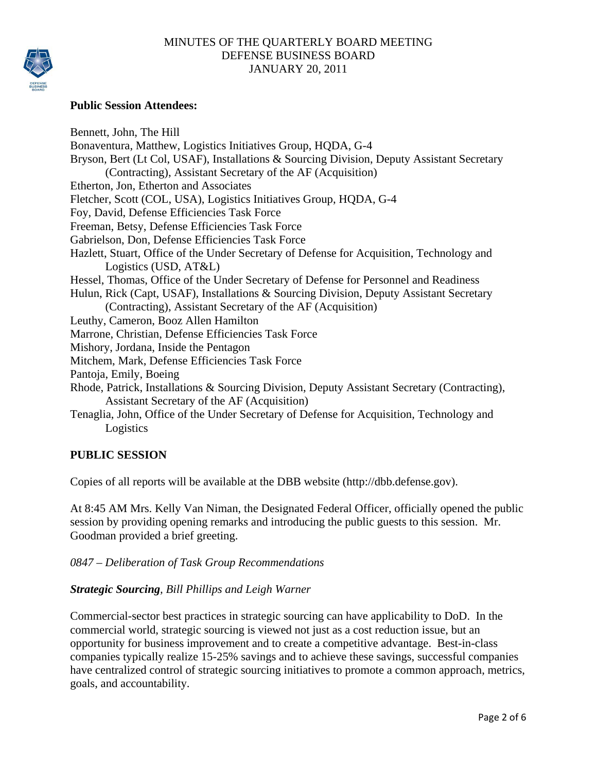MINUTES OF THE QUARTERLY BOARD MEETING
DEFENSE BUSINESS BOARD
JANUARY 20, 2011

**Public Session Attendees:**

Bennett, John, The Hill
Bonaventura, Matthew, Logistics Initiatives Group, HQDA, G-4
Bryson, Bert (Lt Col, USAF), Installations & Sourcing Division, Deputy Assistant Secretary (Contracting), Assistant Secretary of the AF (Acquisition)
Etherton, Jon, Etherton and Associates
Fletcher, Scott (COL, USA), Logistics Initiatives Group, HQDA, G-4
Foy, David, Defense Efficiencies Task Force
Freeman, Betsy, Defense Efficiencies Task Force
Gabrielson, Don, Defense Efficiencies Task Force
Hazlett, Stuart, Office of the Under Secretary of Defense for Acquisition, Technology and Logistics (USD, AT&L)
Hessel, Thomas, Office of the Under Secretary of Defense for Personnel and Readiness
Hulun, Rick (Capt, USAF), Installations & Sourcing Division, Deputy Assistant Secretary (Contracting), Assistant Secretary of the AF (Acquisition)
Leuthy, Cameron, Booz Allen Hamilton
Marrone, Christian, Defense Efficiencies Task Force
Mishory, Jordana, Inside the Pentagon
Mitchem, Mark, Defense Efficiencies Task Force
Pantoja, Emily, Boeing
Rhode, Patrick, Installations & Sourcing Division, Deputy Assistant Secretary (Contracting), Assistant Secretary of the AF (Acquisition)
Tenaglia, John, Office of the Under Secretary of Defense for Acquisition, Technology and Logistics

## PUBLIC SESSION

Copies of all reports will be available at the DBB website (http://dbb.defense.gov).

At 8:45 AM Mrs. Kelly Van Niman, the Designated Federal Officer, officially opened the public session by providing opening remarks and introducing the public guests to this session. Mr. Goodman provided a brief greeting.

*0847 – Deliberation of Task Group Recommendations*

***Strategic Sourcing**, Bill Phillips and Leigh Warner*

Commercial-sector best practices in strategic sourcing can have applicability to DoD. In the commercial world, strategic sourcing is viewed not just as a cost reduction issue, but an opportunity for business improvement and to create a competitive advantage. Best-in-class companies typically realize 15-25% savings and to achieve these savings, successful companies have centralized control of strategic sourcing initiatives to promote a common approach, metrics, goals, and accountability.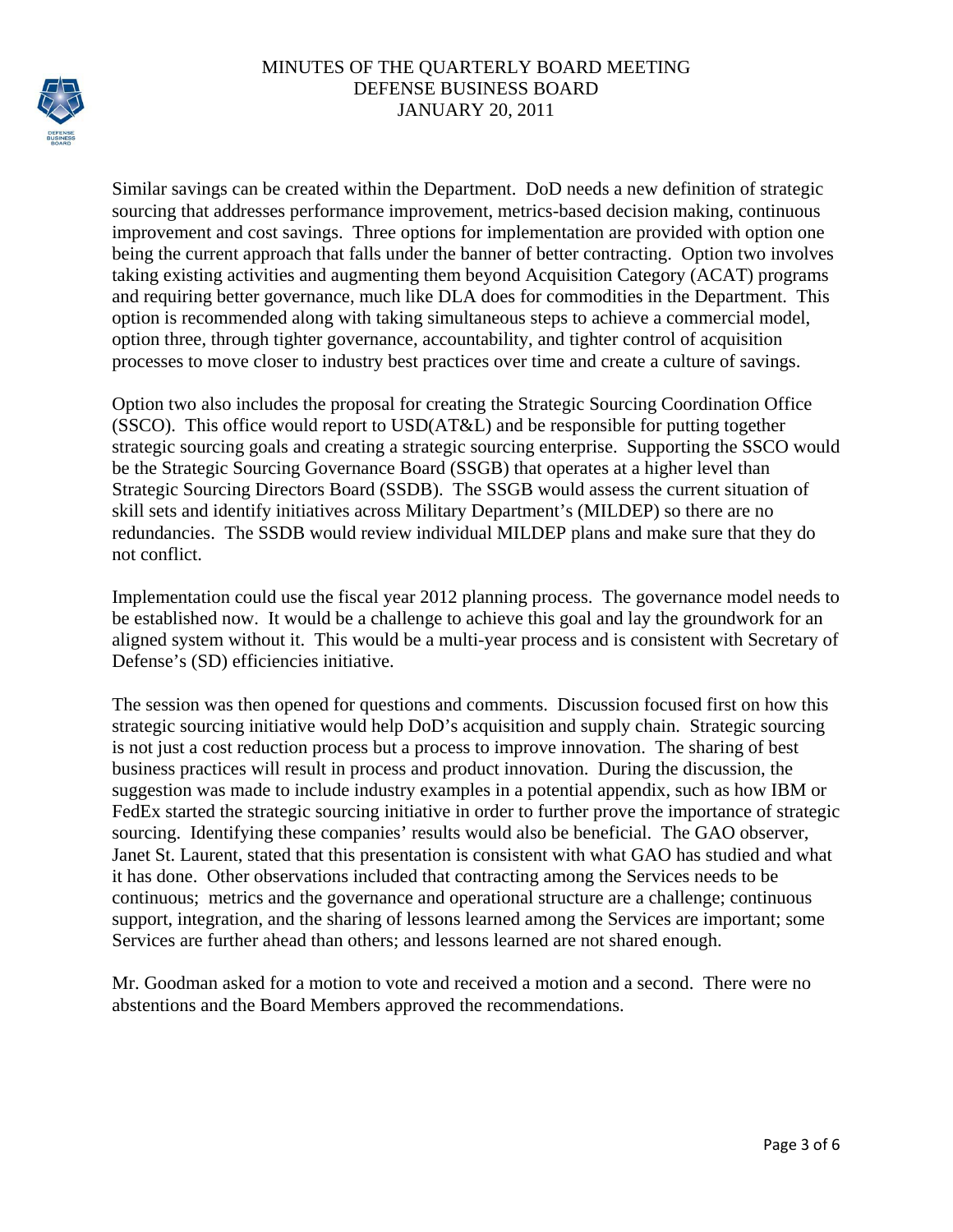Similar savings can be created within the Department. DoD needs a new definition of strategic sourcing that addresses performance improvement, metrics-based decision making, continuous improvement and cost savings. Three options for implementation are provided with option one being the current approach that falls under the banner of better contracting. Option two involves taking existing activities and augmenting them beyond Acquisition Category (ACAT) programs and requiring better governance, much like DLA does for commodities in the Department. This option is recommended along with taking simultaneous steps to achieve a commercial model, option three, through tighter governance, accountability, and tighter control of acquisition processes to move closer to industry best practices over time and create a culture of savings.

Option two also includes the proposal for creating the Strategic Sourcing Coordination Office (SSCO). This office would report to USD(AT&L) and be responsible for putting together strategic sourcing goals and creating a strategic sourcing enterprise. Supporting the SSCO would be the Strategic Sourcing Governance Board (SSGB) that operates at a higher level than Strategic Sourcing Directors Board (SSDB). The SSGB would assess the current situation of skill sets and identify initiatives across Military Department's (MILDEP) so there are no redundancies. The SSDB would review individual MILDEP plans and make sure that they do not conflict.

Implementation could use the fiscal year 2012 planning process. The governance model needs to be established now. It would be a challenge to achieve this goal and lay the groundwork for an aligned system without it. This would be a multi-year process and is consistent with Secretary of Defense's (SD) efficiencies initiative.

The session was then opened for questions and comments. Discussion focused first on how this strategic sourcing initiative would help DoD's acquisition and supply chain. Strategic sourcing is not just a cost reduction process but a process to improve innovation. The sharing of best business practices will result in process and product innovation. During the discussion, the suggestion was made to include industry examples in a potential appendix, such as how IBM or FedEx started the strategic sourcing initiative in order to further prove the importance of strategic sourcing. Identifying these companies' results would also be beneficial. The GAO observer, Janet St. Laurent, stated that this presentation is consistent with what GAO has studied and what it has done. Other observations included that contracting among the Services needs to be continuous; metrics and the governance and operational structure are a challenge; continuous support, integration, and the sharing of lessons learned among the Services are important; some Services are further ahead than others; and lessons learned are not shared enough.

Mr. Goodman asked for a motion to vote and received a motion and a second. There were no abstentions and the Board Members approved the recommendations.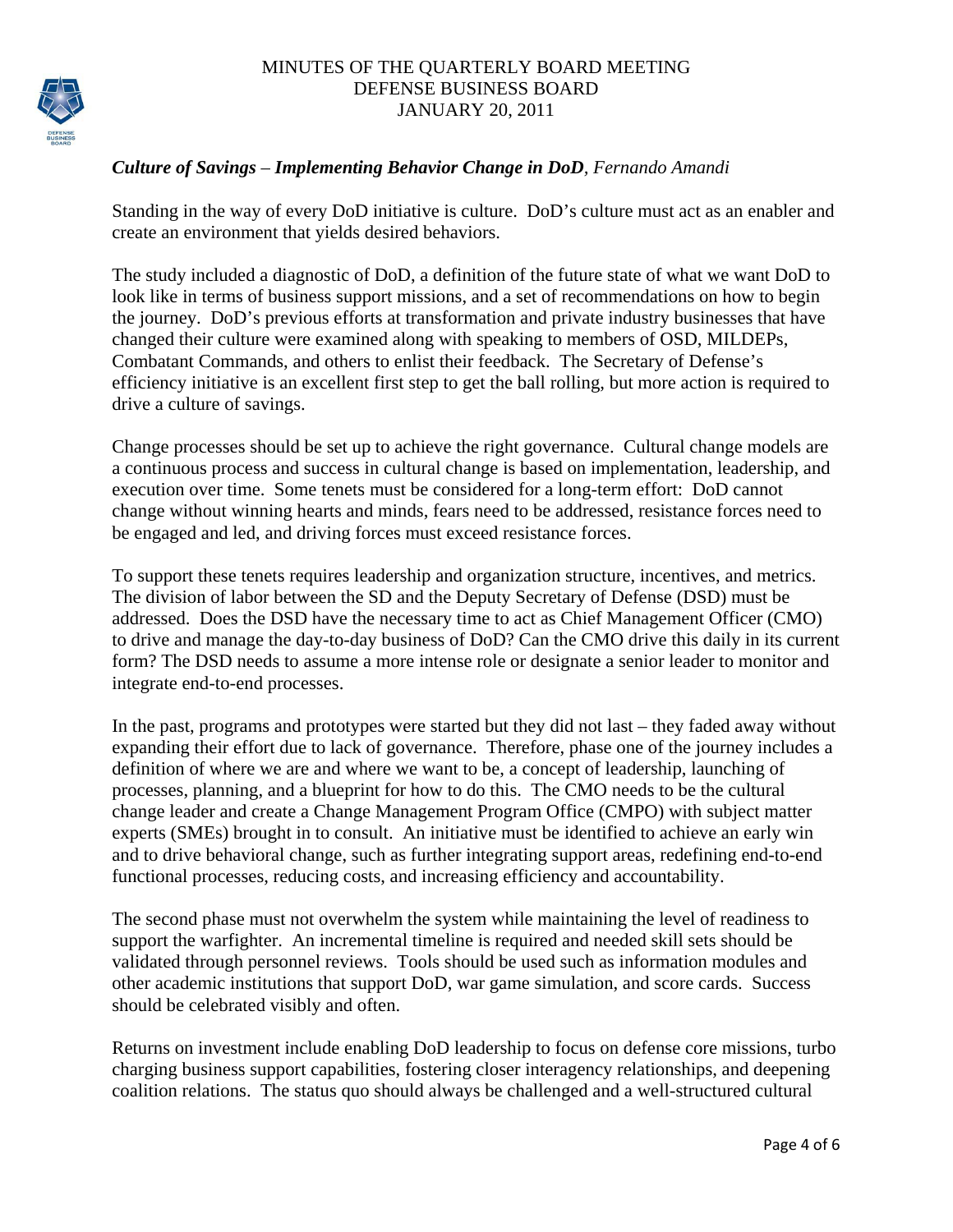***Culture of Savings – Implementing Behavior Change in DoD**, Fernando Amandi*

Standing in the way of every DoD initiative is culture. DoD's culture must act as an enabler and create an environment that yields desired behaviors.

The study included a diagnostic of DoD, a definition of the future state of what we want DoD to look like in terms of business support missions, and a set of recommendations on how to begin the journey. DoD's previous efforts at transformation and private industry businesses that have changed their culture were examined along with speaking to members of OSD, MILDEPs, Combatant Commands, and others to enlist their feedback. The Secretary of Defense's efficiency initiative is an excellent first step to get the ball rolling, but more action is required to drive a culture of savings.

Change processes should be set up to achieve the right governance. Cultural change models are a continuous process and success in cultural change is based on implementation, leadership, and execution over time. Some tenets must be considered for a long-term effort: DoD cannot change without winning hearts and minds, fears need to be addressed, resistance forces need to be engaged and led, and driving forces must exceed resistance forces.

To support these tenets requires leadership and organization structure, incentives, and metrics. The division of labor between the SD and the Deputy Secretary of Defense (DSD) must be addressed. Does the DSD have the necessary time to act as Chief Management Officer (CMO) to drive and manage the day-to-day business of DoD? Can the CMO drive this daily in its current form? The DSD needs to assume a more intense role or designate a senior leader to monitor and integrate end-to-end processes.

In the past, programs and prototypes were started but they did not last – they faded away without expanding their effort due to lack of governance. Therefore, phase one of the journey includes a definition of where we are and where we want to be, a concept of leadership, launching of processes, planning, and a blueprint for how to do this. The CMO needs to be the cultural change leader and create a Change Management Program Office (CMPO) with subject matter experts (SMEs) brought in to consult. An initiative must be identified to achieve an early win and to drive behavioral change, such as further integrating support areas, redefining end-to-end functional processes, reducing costs, and increasing efficiency and accountability.

The second phase must not overwhelm the system while maintaining the level of readiness to support the warfighter. An incremental timeline is required and needed skill sets should be validated through personnel reviews. Tools should be used such as information modules and other academic institutions that support DoD, war game simulation, and score cards. Success should be celebrated visibly and often.

Returns on investment include enabling DoD leadership to focus on defense core missions, turbo charging business support capabilities, fostering closer interagency relationships, and deepening coalition relations. The status quo should always be challenged and a well-structured cultural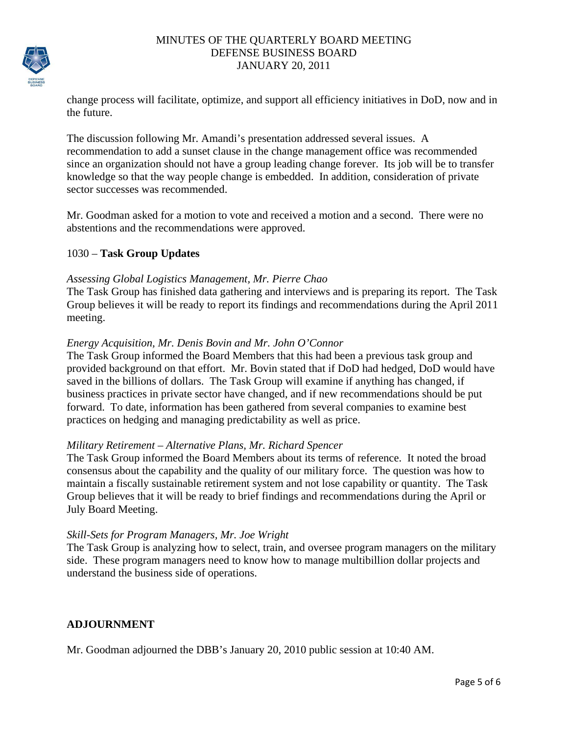change process will facilitate, optimize, and support all efficiency initiatives in DoD, now and in the future.

The discussion following Mr. Amandi's presentation addressed several issues. A recommendation to add a sunset clause in the change management office was recommended since an organization should not have a group leading change forever. Its job will be to transfer knowledge so that the way people change is embedded. In addition, consideration of private sector successes was recommended.

Mr. Goodman asked for a motion to vote and received a motion and a second. There were no abstentions and the recommendations were approved.

1030 – **Task Group Updates**

*Assessing Global Logistics Management, Mr. Pierre Chao*
The Task Group has finished data gathering and interviews and is preparing its report. The Task Group believes it will be ready to report its findings and recommendations during the April 2011 meeting.

*Energy Acquisition, Mr. Denis Bovin and Mr. John O'Connor*
The Task Group informed the Board Members that this had been a previous task group and provided background on that effort. Mr. Bovin stated that if DoD had hedged, DoD would have saved in the billions of dollars. The Task Group will examine if anything has changed, if business practices in private sector have changed, and if new recommendations should be put forward. To date, information has been gathered from several companies to examine best practices on hedging and managing predictability as well as price.

*Military Retirement – Alternative Plans, Mr. Richard Spencer*
The Task Group informed the Board Members about its terms of reference. It noted the broad consensus about the capability and the quality of our military force. The question was how to maintain a fiscally sustainable retirement system and not lose capability or quantity. The Task Group believes that it will be ready to brief findings and recommendations during the April or July Board Meeting.

*Skill-Sets for Program Managers, Mr. Joe Wright*
The Task Group is analyzing how to select, train, and oversee program managers on the military side. These program managers need to know how to manage multibillion dollar projects and understand the business side of operations.

## ADJOURNMENT

Mr. Goodman adjourned the DBB's January 20, 2010 public session at 10:40 AM.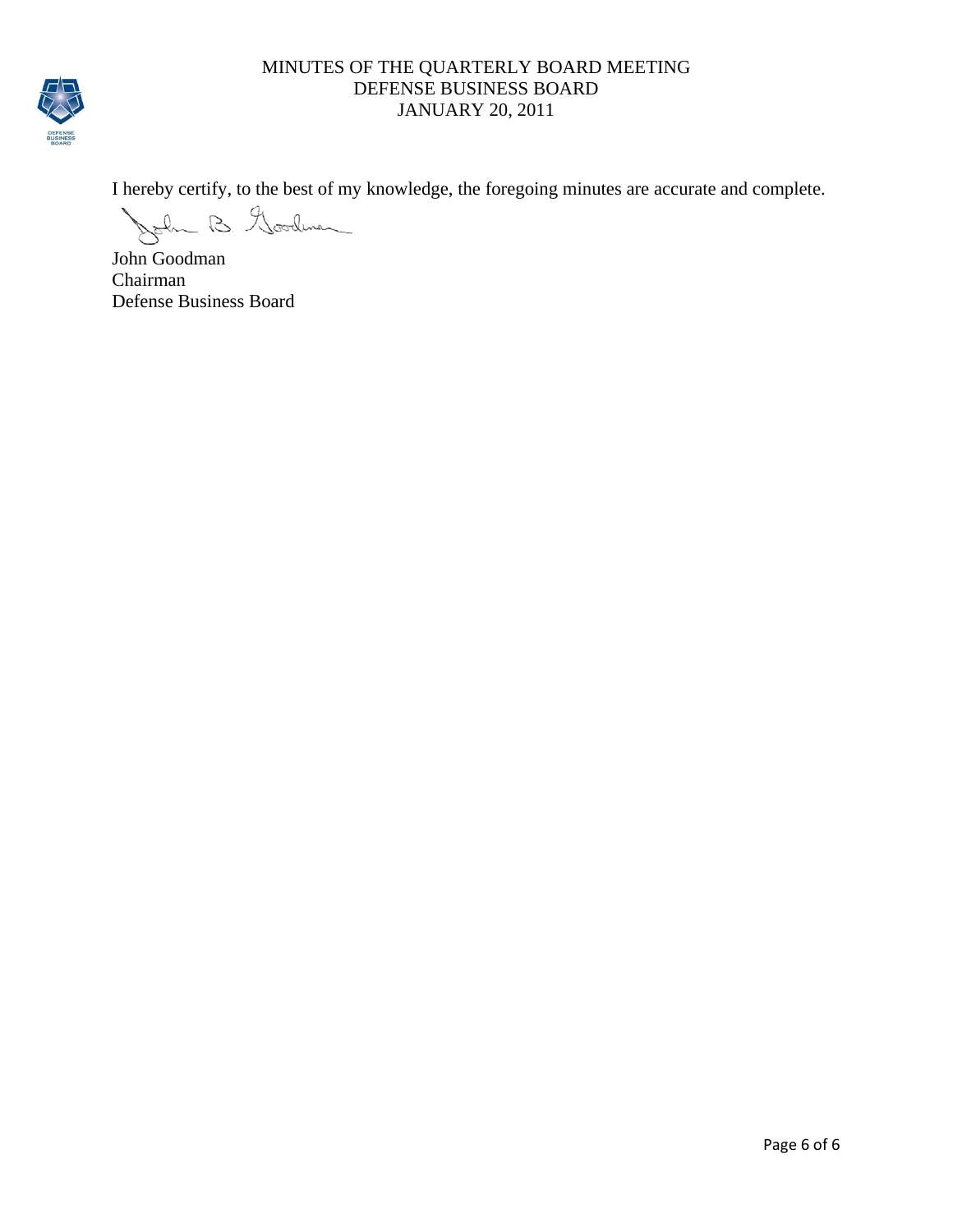MINUTES OF THE QUARTERLY BOARD MEETING
DEFENSE BUSINESS BOARD
JANUARY 20, 2011

I hereby certify, to the best of my knowledge, the foregoing minutes are accurate and complete.

John B. Goodman

John Goodman
Chairman
Defense Business Board